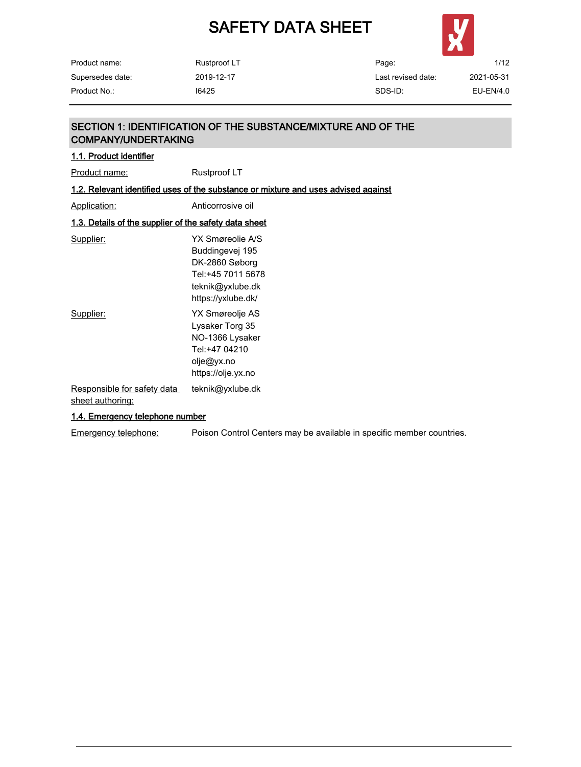# SAFETY DATA SHEET

| Product name: | Rustproof LT | Page: | 1/12 |
|---|---|---|---|
| Supersedes date: | 2019-12-17 | Last revised date: | 2021-05-31 |
| Product No.: | I6425 | SDS-ID: | EU-EN/4.0 |

## SECTION 1: IDENTIFICATION OF THE SUBSTANCE/MIXTURE AND OF THE COMPANY/UNDERTAKING

### 1.1. Product identifier

Product name: Rustproof LT

### 1.2. Relevant identified uses of the substance or mixture and uses advised against

Application: Anticorrosive oil

### 1.3. Details of the supplier of the safety data sheet

Supplier:
YX Smøreolie A/S
Buddingevej 195
DK-2860 Søborg
Tel:+45 7011 5678
teknik@yxlube.dk
https://yxlube.dk/

Supplier:
YX Smøreolje AS
Lysaker Torg 35
NO-1366 Lysaker
Tel:+47 04210
olje@yx.no
https://olje.yx.no

Responsible for safety data sheet authoring: teknik@yxlube.dk

### 1.4. Emergency telephone number

Emergency telephone: Poison Control Centers may be available in specific member countries.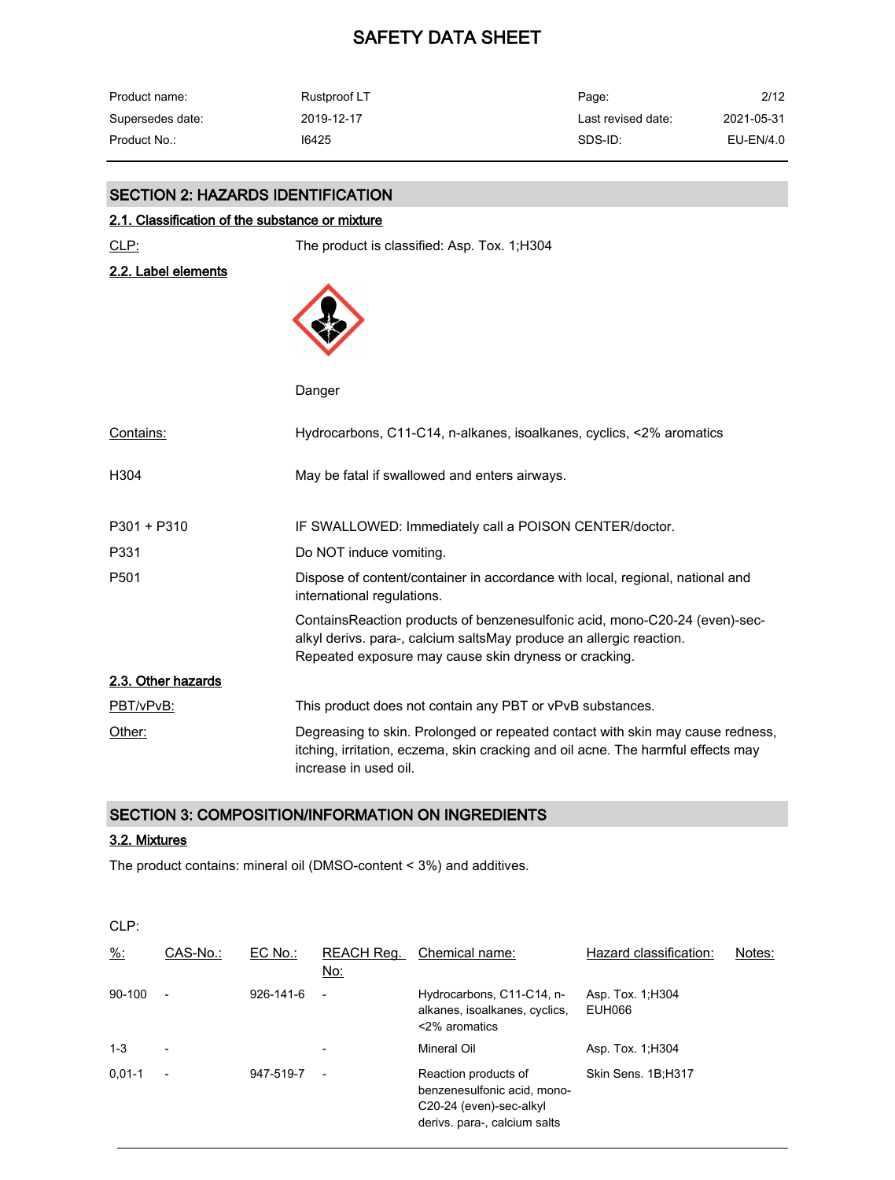## SECTION 2: HAZARDS IDENTIFICATION

### 2.1. Classification of the substance or mixture

CLP: The product is classified: Asp. Tox. 1;H304

### 2.2. Label elements

Danger

Contains: Hydrocarbons, C11-C14, n-alkanes, isoalkanes, cyclics, <2% aromatics

H304 May be fatal if swallowed and enters airways.

P301 + P310 IF SWALLOWED: Immediately call a POISON CENTER/doctor.

P331 Do NOT induce vomiting.

P501 Dispose of content/container in accordance with local, regional, national and international regulations.

ContainsReaction products of benzenesulfonic acid, mono-C20-24 (even)-sec-alkyl derivs. para-, calcium saltsMay produce an allergic reaction.
Repeated exposure may cause skin dryness or cracking.

### 2.3. Other hazards

PBT/vPvB: This product does not contain any PBT or vPvB substances.

Other: Degreasing to skin. Prolonged or repeated contact with skin may cause redness, itching, irritation, eczema, skin cracking and oil acne. The harmful effects may increase in used oil.

## SECTION 3: COMPOSITION/INFORMATION ON INGREDIENTS

### 3.2. Mixtures

The product contains: mineral oil (DMSO-content < 3%) and additives.

CLP:

| %: | CAS-No.: | EC No.: | REACH Reg. No: | Chemical name: | Hazard classification: | Notes: |
|---|---|---|---|---|---|---|
| 90-100 | - | 926-141-6 | - | Hydrocarbons, C11-C14, n-alkanes, isoalkanes, cyclics, <2% aromatics | Asp. Tox. 1;H304 EUH066 | |
| 1-3 | - | | - | Mineral Oil | Asp. Tox. 1;H304 | |
| 0,01-1 | - | 947-519-7 | - | Reaction products of benzenesulfonic acid, mono-C20-24 (even)-sec-alkyl derivs. para-, calcium salts | Skin Sens. 1B;H317 | |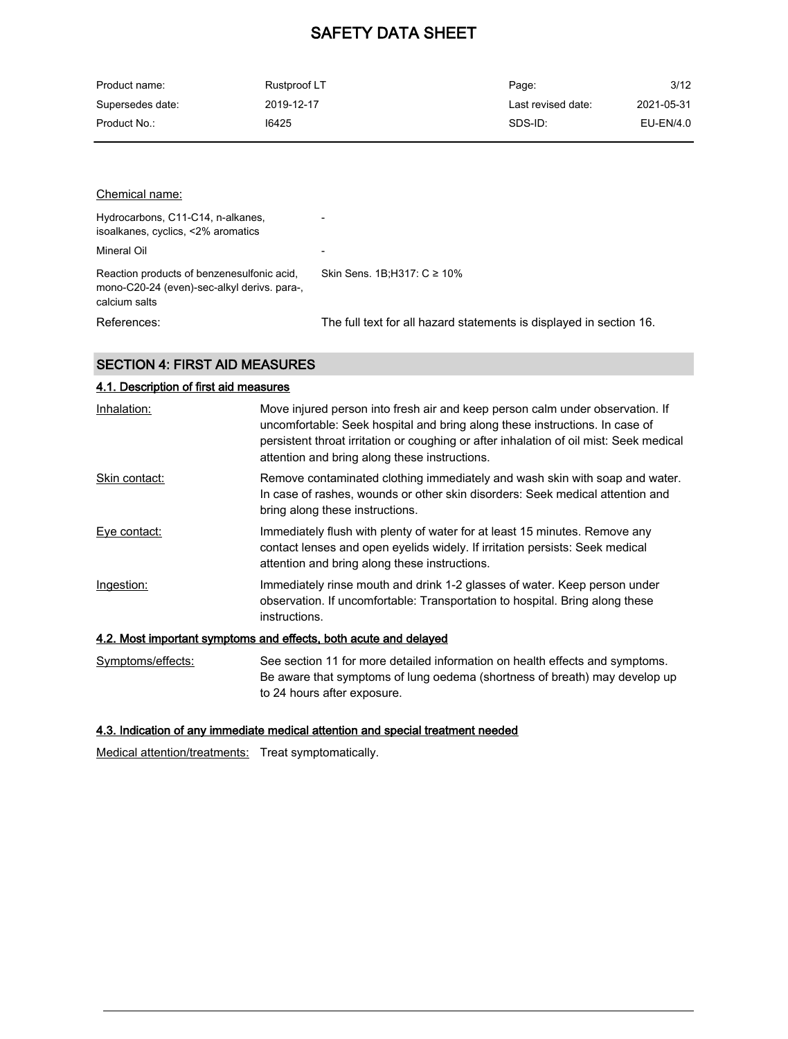Chemical name:

| | |
|---|---|
| Hydrocarbons, C11-C14, n-alkanes, isoalkanes, cyclics, <2% aromatics | - |
| Mineral Oil | - |
| Reaction products of benzenesulfonic acid, mono-C20-24 (even)-sec-alkyl derivs. para-, calcium salts | Skin Sens. 1B;H317: C ≥ 10% |
| References: | The full text for all hazard statements is displayed in section 16. |

## SECTION 4: FIRST AID MEASURES

### 4.1. Description of first aid measures

| | |
|---|---|
| Inhalation: | Move injured person into fresh air and keep person calm under observation. If uncomfortable: Seek hospital and bring along these instructions. In case of persistent throat irritation or coughing or after inhalation of oil mist: Seek medical attention and bring along these instructions. |
| Skin contact: | Remove contaminated clothing immediately and wash skin with soap and water. In case of rashes, wounds or other skin disorders: Seek medical attention and bring along these instructions. |
| Eye contact: | Immediately flush with plenty of water for at least 15 minutes. Remove any contact lenses and open eyelids widely. If irritation persists: Seek medical attention and bring along these instructions. |
| Ingestion: | Immediately rinse mouth and drink 1-2 glasses of water. Keep person under observation. If uncomfortable: Transportation to hospital. Bring along these instructions. |

### 4.2. Most important symptoms and effects, both acute and delayed

| | |
|---|---|
| Symptoms/effects: | See section 11 for more detailed information on health effects and symptoms. Be aware that symptoms of lung oedema (shortness of breath) may develop up to 24 hours after exposure. |

### 4.3. Indication of any immediate medical attention and special treatment needed

| | |
|---|---|
| Medical attention/treatments: | Treat symptomatically. |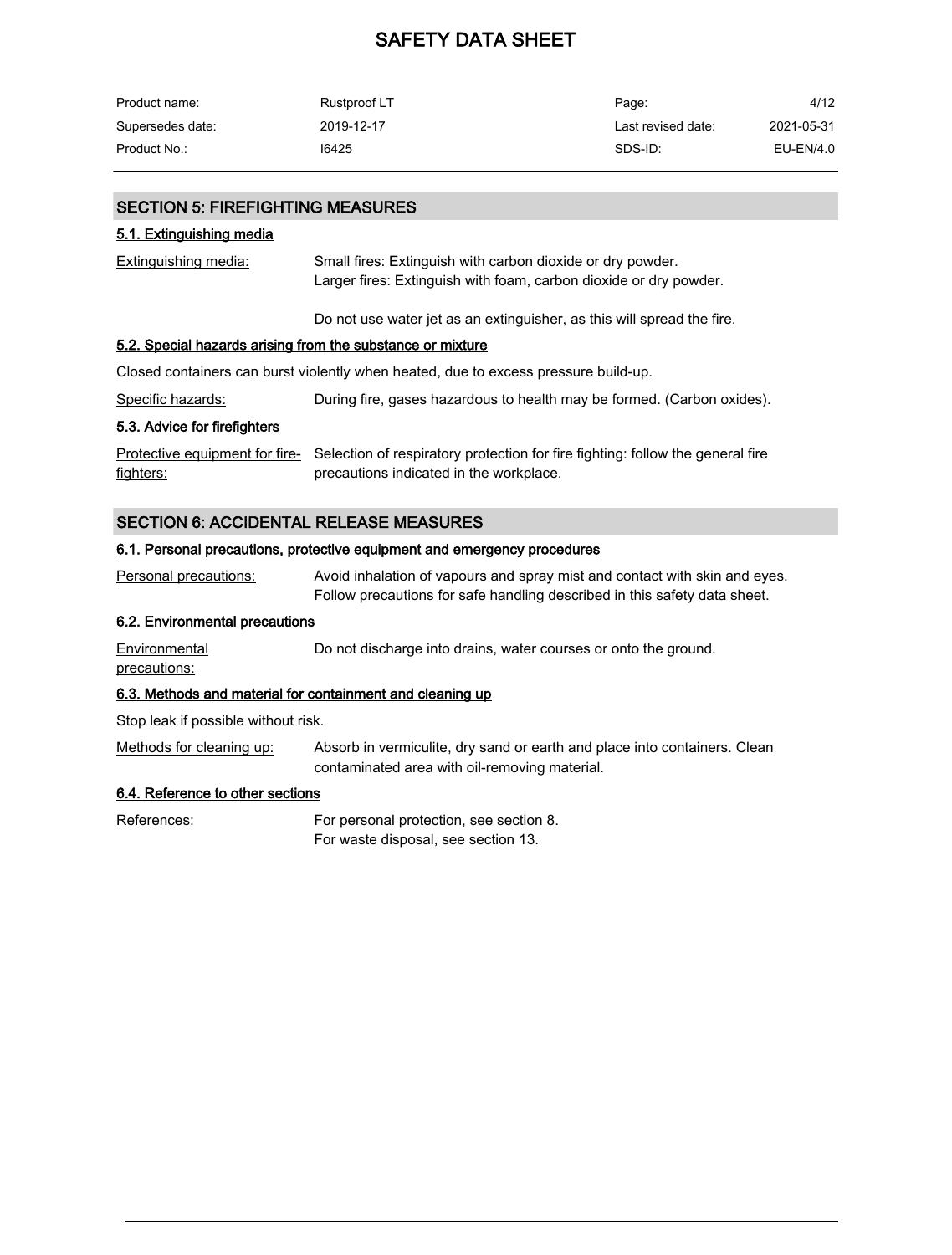## SECTION 5: FIREFIGHTING MEASURES

### 5.1. Extinguishing media

Extinguishing media: Small fires: Extinguish with carbon dioxide or dry powder.
Larger fires: Extinguish with foam, carbon dioxide or dry powder.

Do not use water jet as an extinguisher, as this will spread the fire.

### 5.2. Special hazards arising from the substance or mixture

Closed containers can burst violently when heated, due to excess pressure build-up.

Specific hazards: During fire, gases hazardous to health may be formed. (Carbon oxides).

### 5.3. Advice for firefighters

Protective equipment for fire-fighters: Selection of respiratory protection for fire fighting: follow the general fire precautions indicated in the workplace.

## SECTION 6: ACCIDENTAL RELEASE MEASURES

### 6.1. Personal precautions, protective equipment and emergency procedures

Personal precautions: Avoid inhalation of vapours and spray mist and contact with skin and eyes. Follow precautions for safe handling described in this safety data sheet.

### 6.2. Environmental precautions

Environmental precautions: Do not discharge into drains, water courses or onto the ground.

### 6.3. Methods and material for containment and cleaning up

Stop leak if possible without risk.

Methods for cleaning up: Absorb in vermiculite, dry sand or earth and place into containers. Clean contaminated area with oil-removing material.

### 6.4. Reference to other sections

References: For personal protection, see section 8.
For waste disposal, see section 13.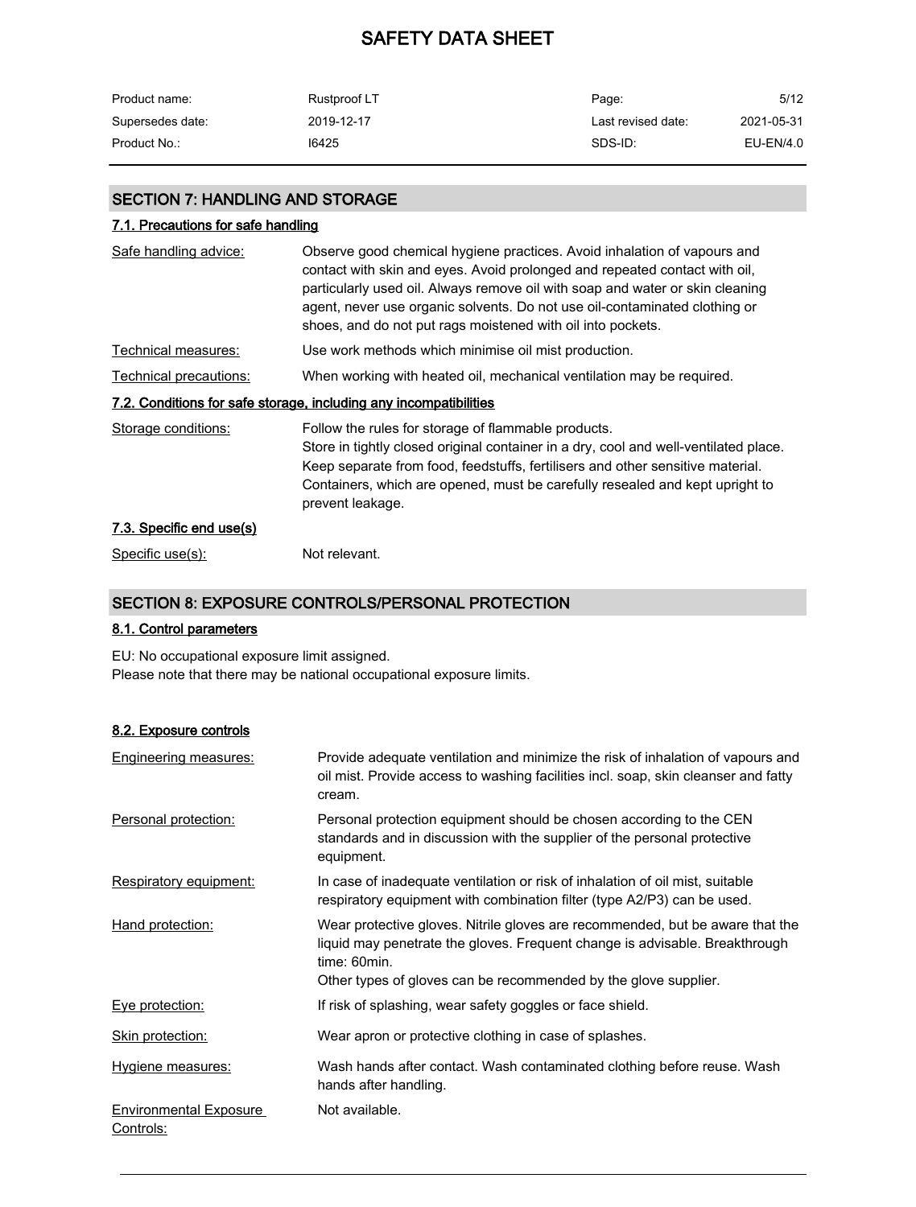## SECTION 7: HANDLING AND STORAGE

### 7.1. Precautions for safe handling

| | |
|---|---|
| Safe handling advice: | Observe good chemical hygiene practices. Avoid inhalation of vapours and contact with skin and eyes. Avoid prolonged and repeated contact with oil, particularly used oil. Always remove oil with soap and water or skin cleaning agent, never use organic solvents. Do not use oil-contaminated clothing or shoes, and do not put rags moistened with oil into pockets. |
| Technical measures: | Use work methods which minimise oil mist production. |
| Technical precautions: | When working with heated oil, mechanical ventilation may be required. |

### 7.2. Conditions for safe storage, including any incompatibilities

| | |
|---|---|
| Storage conditions: | Follow the rules for storage of flammable products. Store in tightly closed original container in a dry, cool and well-ventilated place. Keep separate from food, feedstuffs, fertilisers and other sensitive material. Containers, which are opened, must be carefully resealed and kept upright to prevent leakage. |

### 7.3. Specific end use(s)

| | |
|---|---|
| Specific use(s): | Not relevant. |

## SECTION 8: EXPOSURE CONTROLS/PERSONAL PROTECTION

### 8.1. Control parameters

EU: No occupational exposure limit assigned.
Please note that there may be national occupational exposure limits.

### 8.2. Exposure controls

| | |
|---|---|
| Engineering measures: | Provide adequate ventilation and minimize the risk of inhalation of vapours and oil mist. Provide access to washing facilities incl. soap, skin cleanser and fatty cream. |
| Personal protection: | Personal protection equipment should be chosen according to the CEN standards and in discussion with the supplier of the personal protective equipment. |
| Respiratory equipment: | In case of inadequate ventilation or risk of inhalation of oil mist, suitable respiratory equipment with combination filter (type A2/P3) can be used. |
| Hand protection: | Wear protective gloves. Nitrile gloves are recommended, but be aware that the liquid may penetrate the gloves. Frequent change is advisable. Breakthrough time: 60min. Other types of gloves can be recommended by the glove supplier. |
| Eye protection: | If risk of splashing, wear safety goggles or face shield. |
| Skin protection: | Wear apron or protective clothing in case of splashes. |
| Hygiene measures: | Wash hands after contact. Wash contaminated clothing before reuse. Wash hands after handling. |
| Environmental Exposure Controls: | Not available. |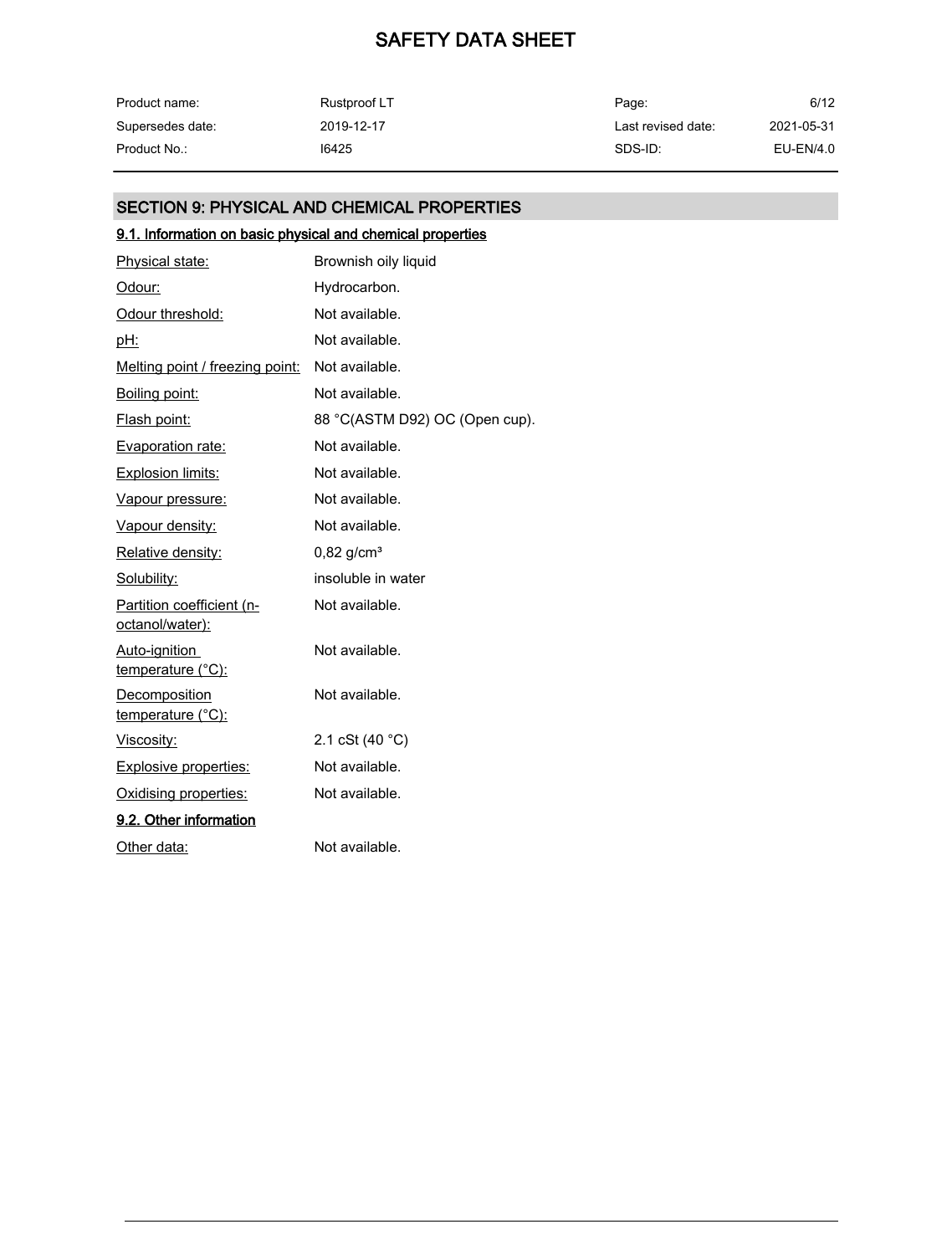## SECTION 9: PHYSICAL AND CHEMICAL PROPERTIES

### 9.1. Information on basic physical and chemical properties

| Property | Value |
|---|---|
| Physical state: | Brownish oily liquid |
| Odour: | Hydrocarbon. |
| Odour threshold: | Not available. |
| pH: | Not available. |
| Melting point / freezing point: | Not available. |
| Boiling point: | Not available. |
| Flash point: | 88 °C(ASTM D92) OC (Open cup). |
| Evaporation rate: | Not available. |
| Explosion limits: | Not available. |
| Vapour pressure: | Not available. |
| Vapour density: | Not available. |
| Relative density: | 0,82 g/cm³ |
| Solubility: | insoluble in water |
| Partition coefficient (n-octanol/water): | Not available. |
| Auto-ignition temperature (°C): | Not available. |
| Decomposition temperature (°C): | Not available. |
| Viscosity: | 2.1 cSt (40 °C) |
| Explosive properties: | Not available. |
| Oxidising properties: | Not available. |

### 9.2. Other information

| Property | Value |
|---|---|
| Other data: | Not available. |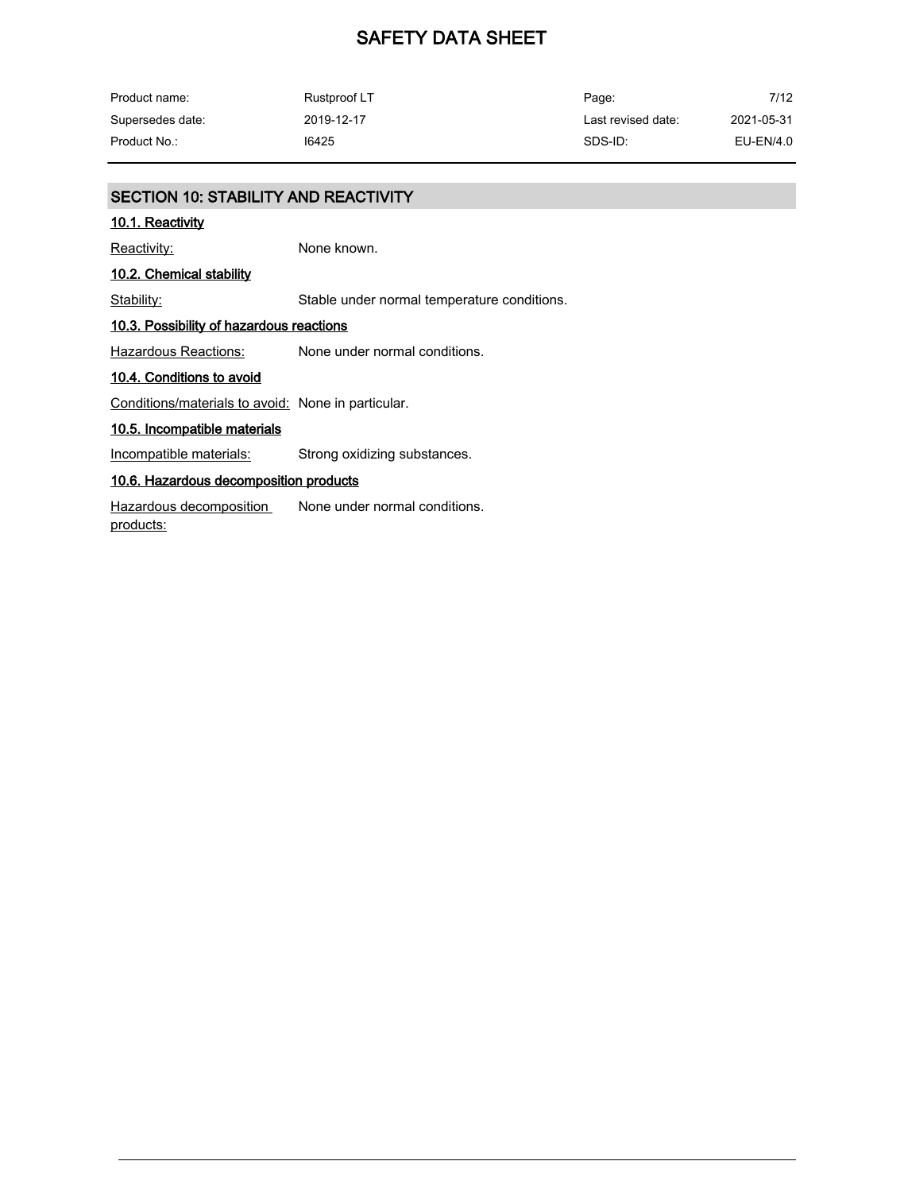## SECTION 10: STABILITY AND REACTIVITY

### 10.1. Reactivity

Reactivity: None known.

### 10.2. Chemical stability

Stability: Stable under normal temperature conditions.

### 10.3. Possibility of hazardous reactions

Hazardous Reactions: None under normal conditions.

### 10.4. Conditions to avoid

Conditions/materials to avoid: None in particular.

### 10.5. Incompatible materials

Incompatible materials: Strong oxidizing substances.

### 10.6. Hazardous decomposition products

Hazardous decomposition products: None under normal conditions.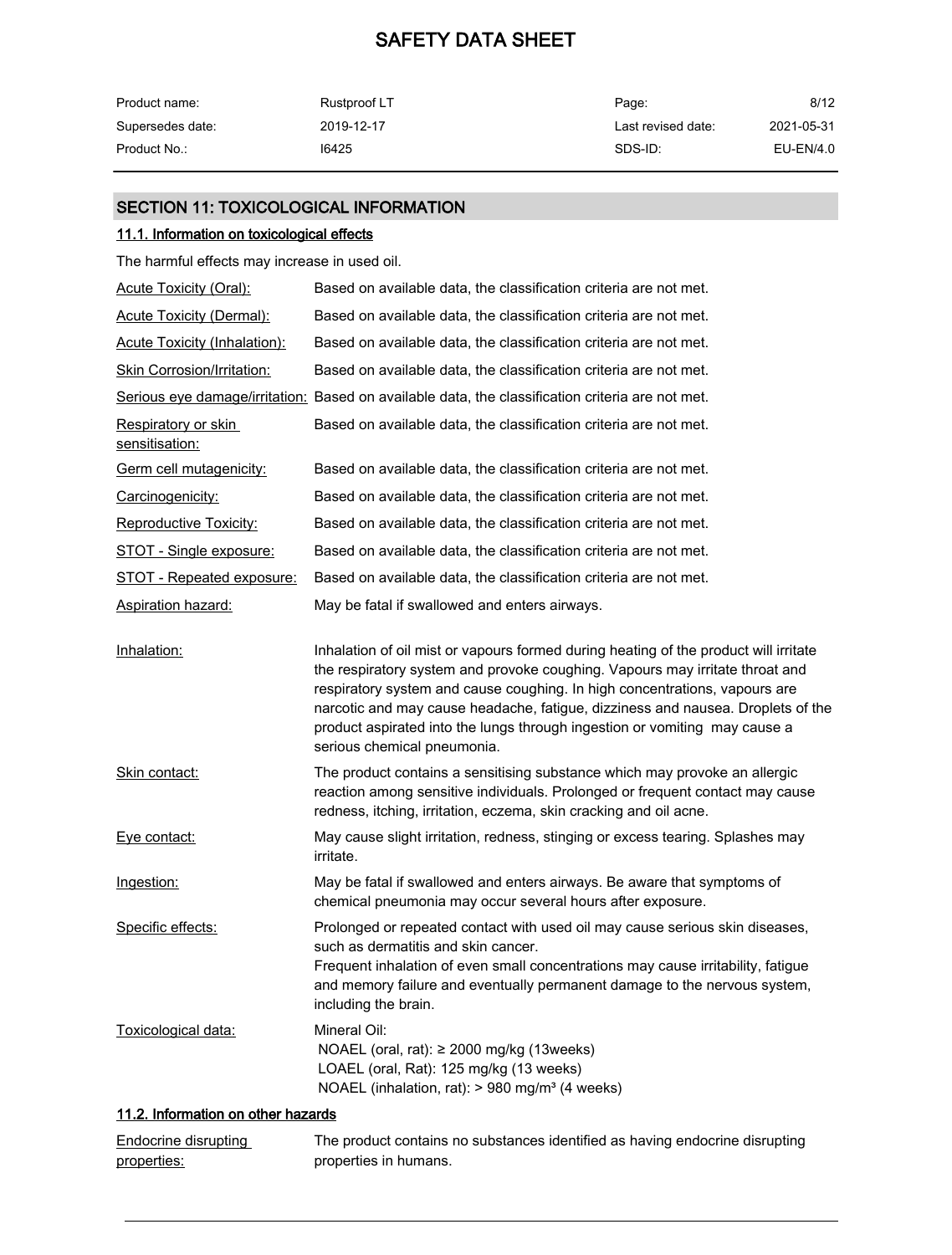## SECTION 11: TOXICOLOGICAL INFORMATION

### 11.1. Information on toxicological effects

The harmful effects may increase in used oil.

| | |
|---|---|
| Acute Toxicity (Oral): | Based on available data, the classification criteria are not met. |
| Acute Toxicity (Dermal): | Based on available data, the classification criteria are not met. |
| Acute Toxicity (Inhalation): | Based on available data, the classification criteria are not met. |
| Skin Corrosion/Irritation: | Based on available data, the classification criteria are not met. |
| Serious eye damage/irritation: | Based on available data, the classification criteria are not met. |
| Respiratory or skin sensitisation: | Based on available data, the classification criteria are not met. |
| Germ cell mutagenicity: | Based on available data, the classification criteria are not met. |
| Carcinogenicity: | Based on available data, the classification criteria are not met. |
| Reproductive Toxicity: | Based on available data, the classification criteria are not met. |
| STOT - Single exposure: | Based on available data, the classification criteria are not met. |
| STOT - Repeated exposure: | Based on available data, the classification criteria are not met. |
| Aspiration hazard: | May be fatal if swallowed and enters airways. |
| Inhalation: | Inhalation of oil mist or vapours formed during heating of the product will irritate the respiratory system and provoke coughing. Vapours may irritate throat and respiratory system and cause coughing. In high concentrations, vapours are narcotic and may cause headache, fatigue, dizziness and nausea. Droplets of the product aspirated into the lungs through ingestion or vomiting may cause a serious chemical pneumonia. |
| Skin contact: | The product contains a sensitising substance which may provoke an allergic reaction among sensitive individuals. Prolonged or frequent contact may cause redness, itching, irritation, eczema, skin cracking and oil acne. |
| Eye contact: | May cause slight irritation, redness, stinging or excess tearing. Splashes may irritate. |
| Ingestion: | May be fatal if swallowed and enters airways. Be aware that symptoms of chemical pneumonia may occur several hours after exposure. |
| Specific effects: | Prolonged or repeated contact with used oil may cause serious skin diseases, such as dermatitis and skin cancer.<br>Frequent inhalation of even small concentrations may cause irritability, fatigue and memory failure and eventually permanent damage to the nervous system, including the brain. |
| Toxicological data: | Mineral Oil:<br>NOAEL (oral, rat): ≥ 2000 mg/kg (13weeks)<br>LOAEL (oral, Rat): 125 mg/kg (13 weeks)<br>NOAEL (inhalation, rat): > 980 mg/m³ (4 weeks) |

### 11.2. Information on other hazards

| | |
|---|---|
| Endocrine disrupting properties: | The product contains no substances identified as having endocrine disrupting properties in humans. |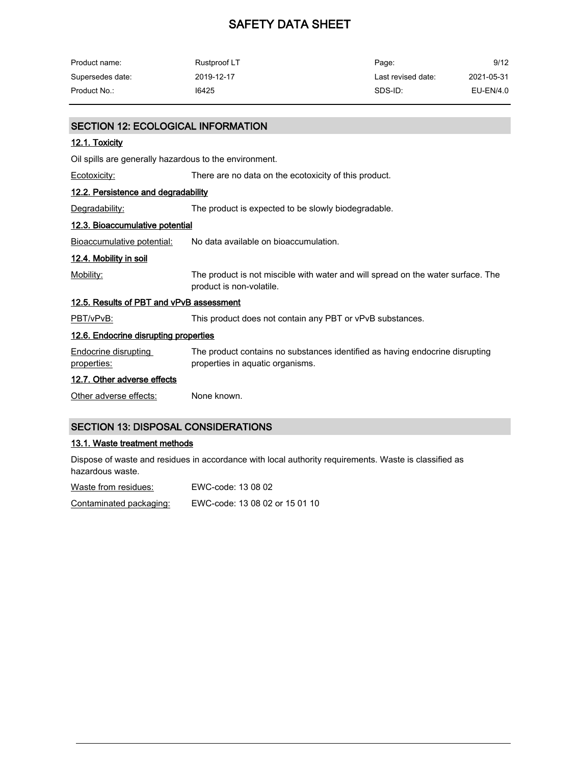## SECTION 12: ECOLOGICAL INFORMATION

### 12.1. Toxicity

Oil spills are generally hazardous to the environment.

Ecotoxicity: There are no data on the ecotoxicity of this product.

### 12.2. Persistence and degradability

Degradability: The product is expected to be slowly biodegradable.

### 12.3. Bioaccumulative potential

Bioaccumulative potential: No data available on bioaccumulation.

### 12.4. Mobility in soil

Mobility: The product is not miscible with water and will spread on the water surface. The product is non-volatile.

### 12.5. Results of PBT and vPvB assessment

PBT/vPvB: This product does not contain any PBT or vPvB substances.

### 12.6. Endocrine disrupting properties

Endocrine disrupting properties: The product contains no substances identified as having endocrine disrupting properties in aquatic organisms.

### 12.7. Other adverse effects

Other adverse effects: None known.

## SECTION 13: DISPOSAL CONSIDERATIONS

### 13.1. Waste treatment methods

Dispose of waste and residues in accordance with local authority requirements. Waste is classified as hazardous waste.

Waste from residues: EWC-code: 13 08 02

Contaminated packaging: EWC-code: 13 08 02 or 15 01 10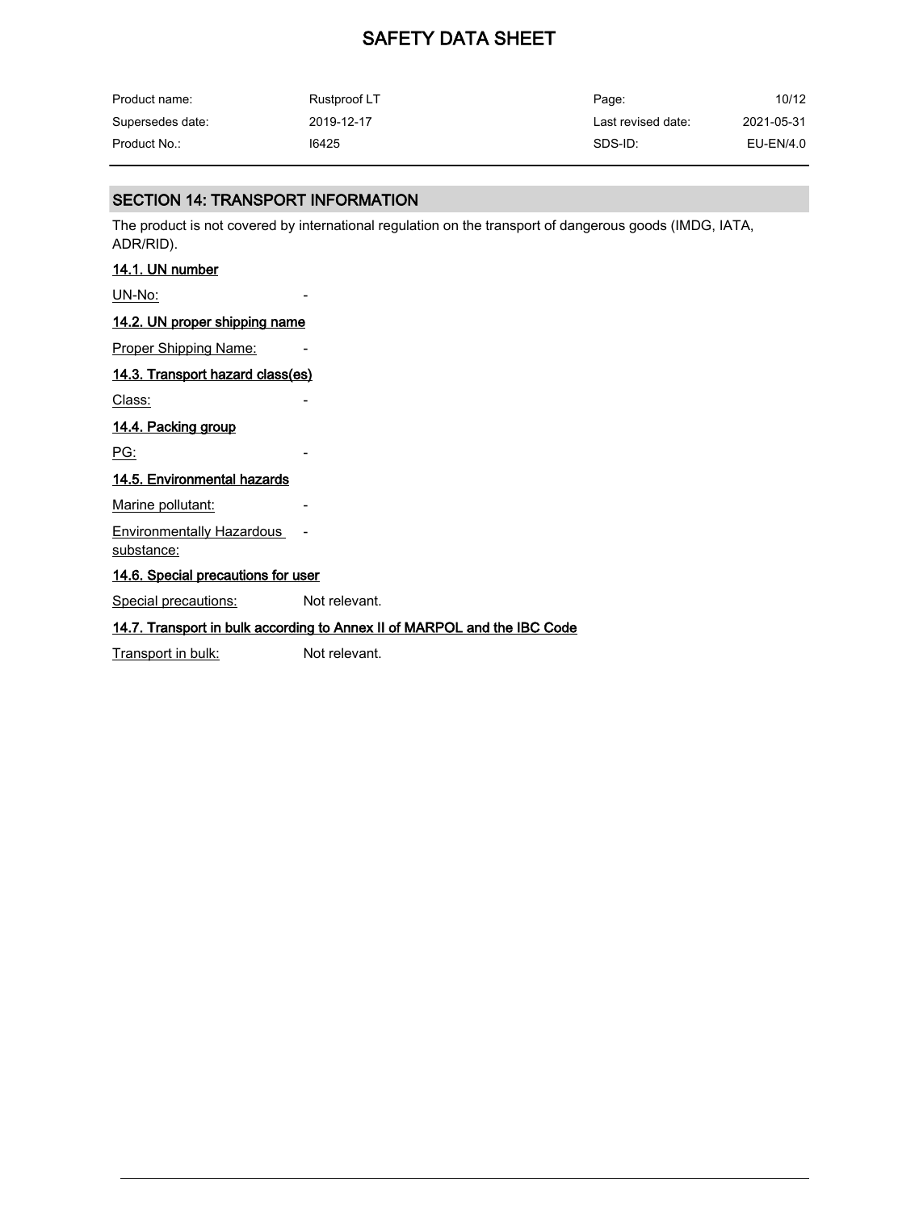## SECTION 14: TRANSPORT INFORMATION

The product is not covered by international regulation on the transport of dangerous goods (IMDG, IATA, ADR/RID).

### 14.1. UN number

UN-No: -

### 14.2. UN proper shipping name

Proper Shipping Name: -

### 14.3. Transport hazard class(es)

Class: -

### 14.4. Packing group

PG: -

### 14.5. Environmental hazards

Marine pollutant: -

Environmentally Hazardous substance: -

### 14.6. Special precautions for user

Special precautions: Not relevant.

### 14.7. Transport in bulk according to Annex II of MARPOL and the IBC Code

Transport in bulk: Not relevant.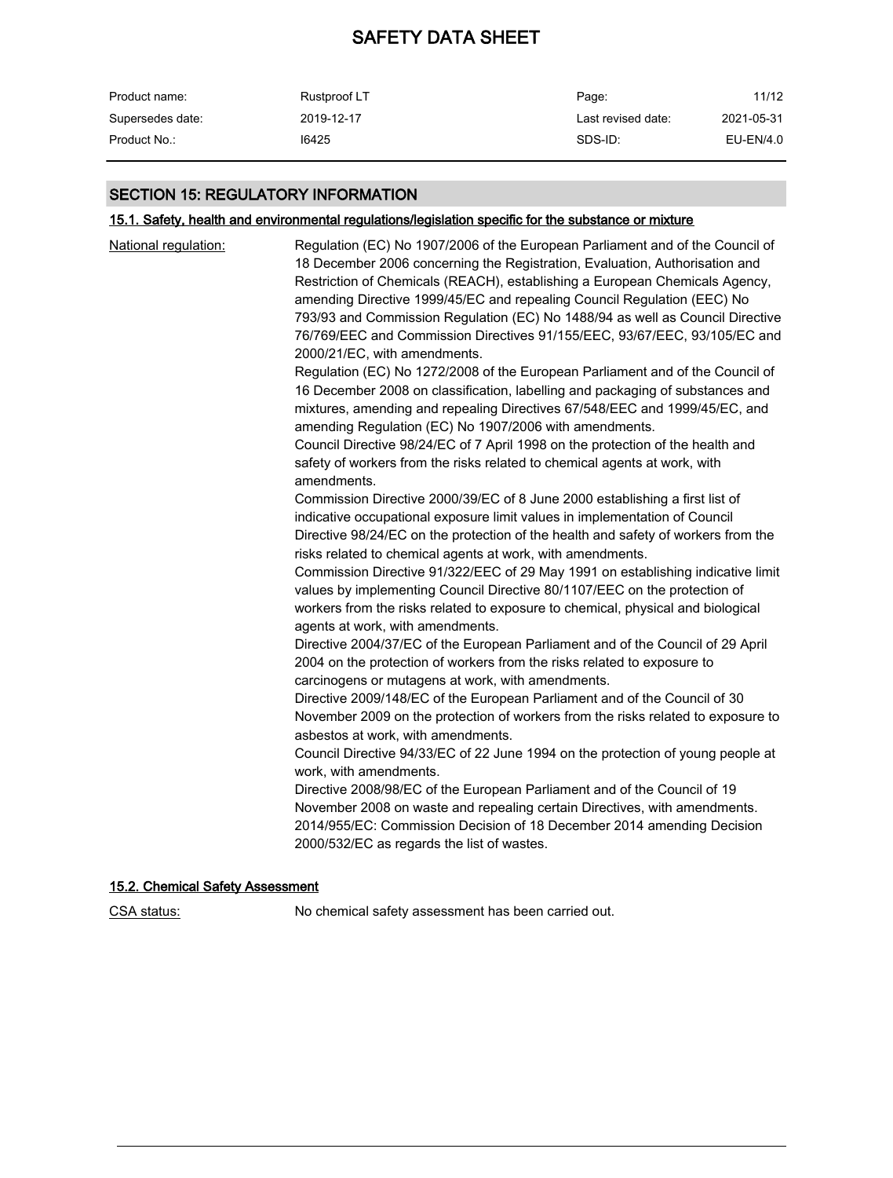## SECTION 15: REGULATORY INFORMATION

### 15.1. Safety, health and environmental regulations/legislation specific for the substance or mixture

National regulation:

Regulation (EC) No 1907/2006 of the European Parliament and of the Council of 18 December 2006 concerning the Registration, Evaluation, Authorisation and Restriction of Chemicals (REACH), establishing a European Chemicals Agency, amending Directive 1999/45/EC and repealing Council Regulation (EEC) No 793/93 and Commission Regulation (EC) No 1488/94 as well as Council Directive 76/769/EEC and Commission Directives 91/155/EEC, 93/67/EEC, 93/105/EC and 2000/21/EC, with amendments.
Regulation (EC) No 1272/2008 of the European Parliament and of the Council of 16 December 2008 on classification, labelling and packaging of substances and mixtures, amending and repealing Directives 67/548/EEC and 1999/45/EC, and amending Regulation (EC) No 1907/2006 with amendments.
Council Directive 98/24/EC of 7 April 1998 on the protection of the health and safety of workers from the risks related to chemical agents at work, with amendments.
Commission Directive 2000/39/EC of 8 June 2000 establishing a first list of indicative occupational exposure limit values in implementation of Council Directive 98/24/EC on the protection of the health and safety of workers from the risks related to chemical agents at work, with amendments.
Commission Directive 91/322/EEC of 29 May 1991 on establishing indicative limit values by implementing Council Directive 80/1107/EEC on the protection of workers from the risks related to exposure to chemical, physical and biological agents at work, with amendments.
Directive 2004/37/EC of the European Parliament and of the Council of 29 April 2004 on the protection of workers from the risks related to exposure to carcinogens or mutagens at work, with amendments.
Directive 2009/148/EC of the European Parliament and of the Council of 30 November 2009 on the protection of workers from the risks related to exposure to asbestos at work, with amendments.
Council Directive 94/33/EC of 22 June 1994 on the protection of young people at work, with amendments.
Directive 2008/98/EC of the European Parliament and of the Council of 19 November 2008 on waste and repealing certain Directives, with amendments.
2014/955/EC: Commission Decision of 18 December 2014 amending Decision 2000/532/EC as regards the list of wastes.

### 15.2. Chemical Safety Assessment

CSA status: No chemical safety assessment has been carried out.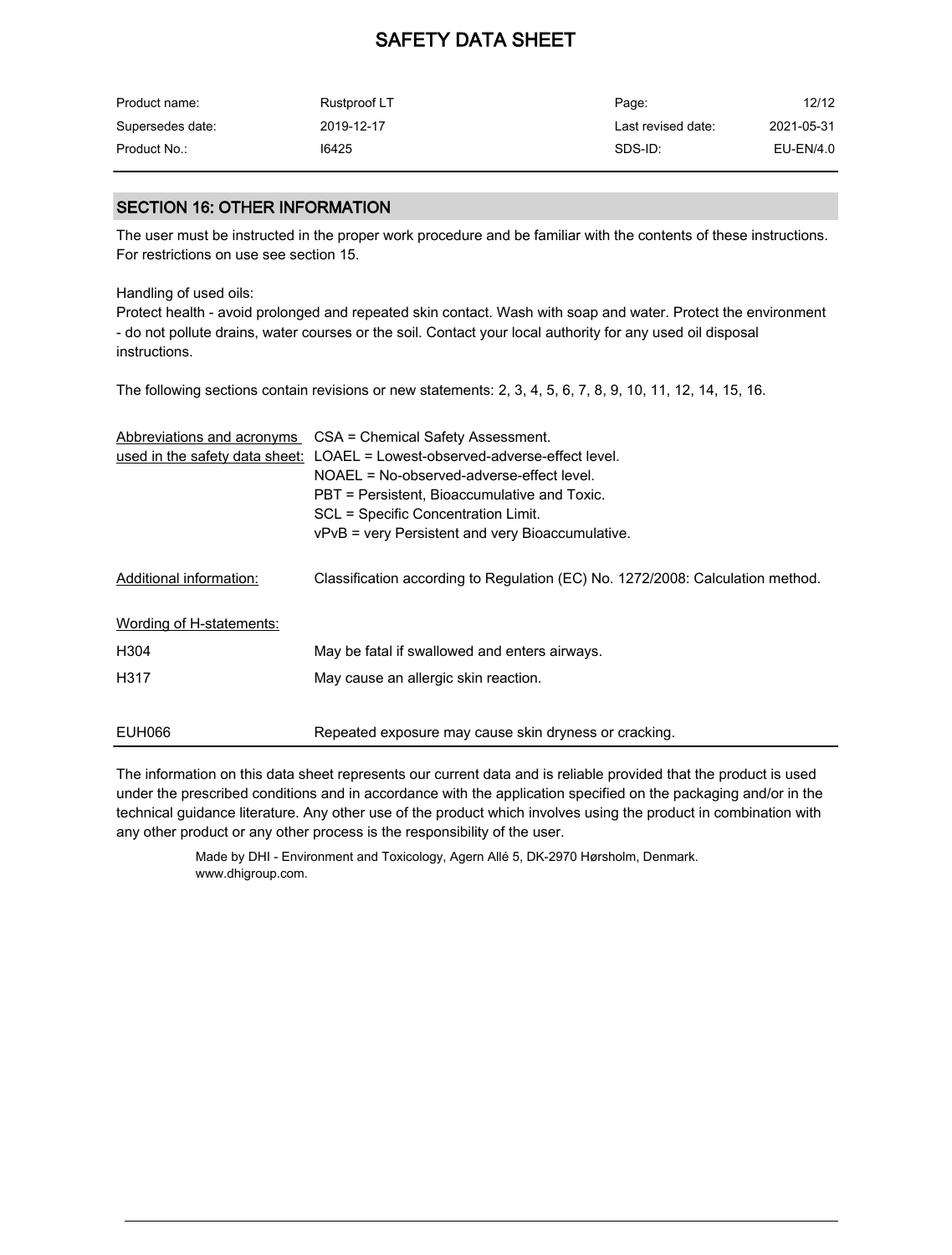## SECTION 16: OTHER INFORMATION

The user must be instructed in the proper work procedure and be familiar with the contents of these instructions. For restrictions on use see section 15.

Handling of used oils:
Protect health - avoid prolonged and repeated skin contact. Wash with soap and water. Protect the environment - do not pollute drains, water courses or the soil. Contact your local authority for any used oil disposal instructions.

The following sections contain revisions or new statements: 2, 3, 4, 5, 6, 7, 8, 9, 10, 11, 12, 14, 15, 16.

| | |
|---|---|
| Abbreviations and acronyms used in the safety data sheet: | CSA = Chemical Safety Assessment.<br>LOAEL = Lowest-observed-adverse-effect level.<br>NOAEL = No-observed-adverse-effect level.<br>PBT = Persistent, Bioaccumulative and Toxic.<br>SCL = Specific Concentration Limit.<br>vPvB = very Persistent and very Bioaccumulative. |
| Additional information: | Classification according to Regulation (EC) No. 1272/2008: Calculation method. |
| Wording of H-statements: | |
| H304 | May be fatal if swallowed and enters airways. |
| H317 | May cause an allergic skin reaction. |
| EUH066 | Repeated exposure may cause skin dryness or cracking. |

The information on this data sheet represents our current data and is reliable provided that the product is used under the prescribed conditions and in accordance with the application specified on the packaging and/or in the technical guidance literature. Any other use of the product which involves using the product in combination with any other product or any other process is the responsibility of the user.

Made by DHI - Environment and Toxicology, Agern Allé 5, DK-2970 Hørsholm, Denmark.
www.dhigroup.com.